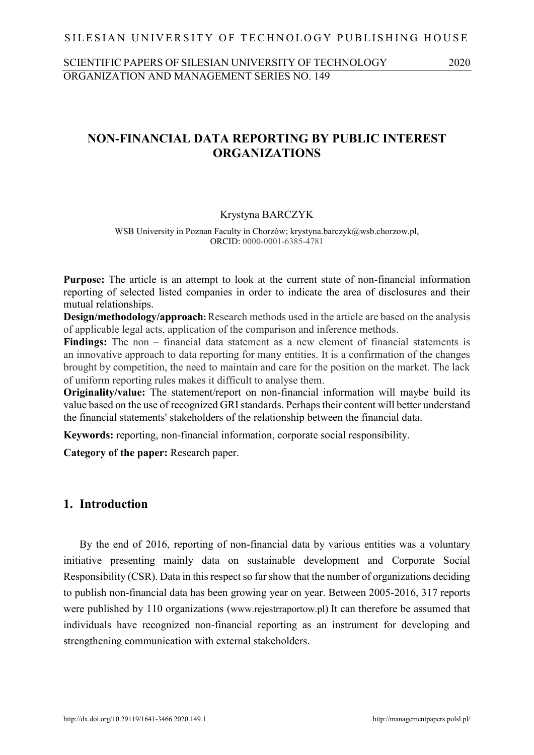# NON-FINANCIAL DATA REPORTING BY PUBLIC INTEREST ORGANIZATIONS

Krystyna BARCZYK

WSB University in Poznan Faculty in Chorzów; krystyna.barczyk@wsb.chorzow.pl, ORCID: 0000-0001-6385-4781

**Purpose:** The article is an attempt to look at the current state of non-financial information reporting of selected listed companies in order to indicate the area of disclosures and their mutual relationships.

**Design/methodology/approach:** Research methods used in the article are based on the analysis of applicable legal acts, application of the comparison and inference methods.

**Findings:** The non – financial data statement as a new element of financial statements is an innovative approach to data reporting for many entities. It is a confirmation of the changes brought by competition, the need to maintain and care for the position on the market. The lack of uniform reporting rules makes it difficult to analyse them.

**Originality/value:** The statement/report on non-financial information will maybe build its value based on the use of recognized GRI standards. Perhaps their content will better understand the financial statements' stakeholders of the relationship between the financial data.

**Keywords:** reporting, non-financial information, corporate social responsibility.

**Category of the paper:** Research paper.

## 1. Introduction

By the end of 2016, reporting of non-financial data by various entities was a voluntary initiative presenting mainly data on sustainable development and Corporate Social Responsibility (CSR). Data in this respect so far show that the number of organizations deciding to publish non-financial data has been growing year on year. Between 2005-2016, 317 reports were published by 110 organizations (www.rejestrraportow.pl) It can therefore be assumed that individuals have recognized non-financial reporting as an instrument for developing and strengthening communication with external stakeholders.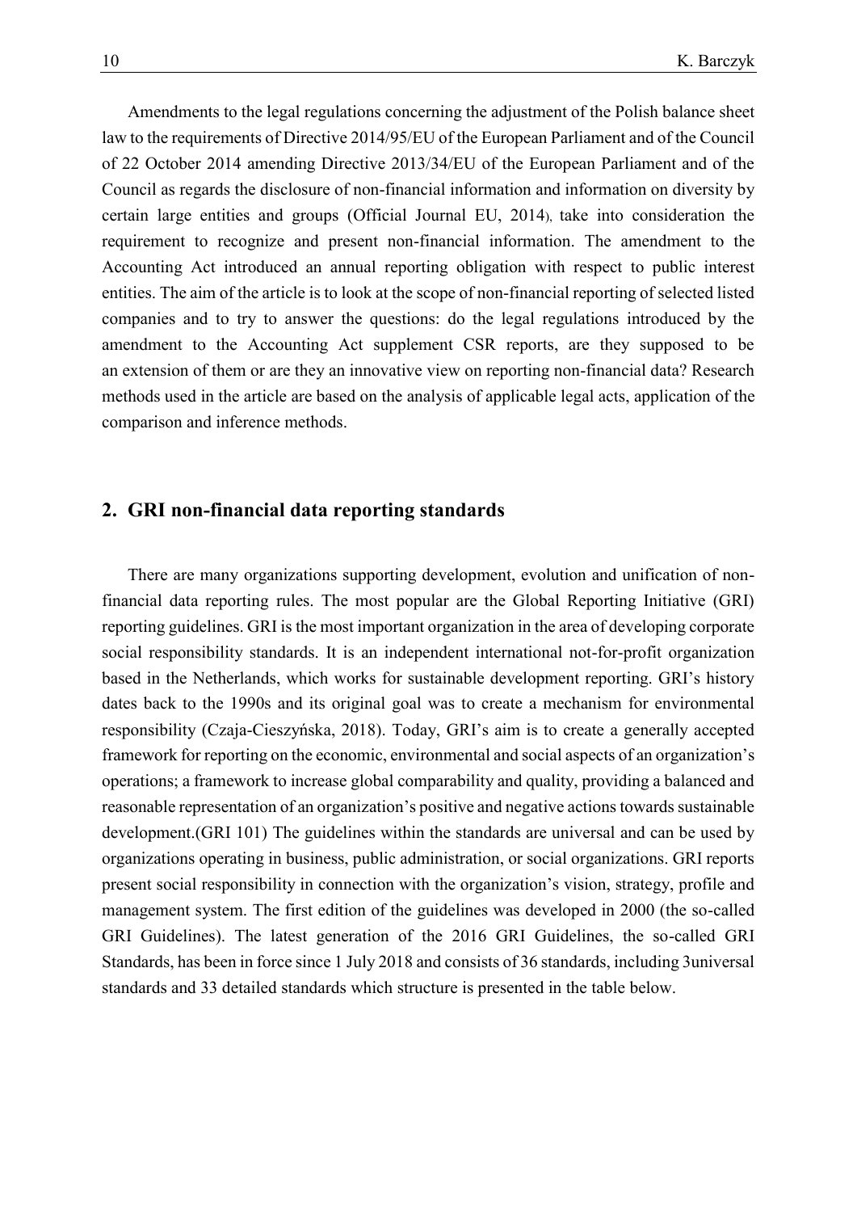Amendments to the legal regulations concerning the adjustment of the Polish balance sheet law to the requirements of Directive 2014/95/EU of the European Parliament and of the Council of 22 October 2014 amending Directive 2013/34/EU of the European Parliament and of the Council as regards the disclosure of non-financial information and information on diversity by certain large entities and groups (Official Journal EU, 2014), take into consideration the requirement to recognize and present non-financial information. The amendment to the Accounting Act introduced an annual reporting obligation with respect to public interest entities. The aim of the article is to look at the scope of non-financial reporting of selected listed companies and to try to answer the questions: do the legal regulations introduced by the amendment to the Accounting Act supplement CSR reports, are they supposed to be an extension of them or are they an innovative view on reporting non-financial data? Research methods used in the article are based on the analysis of applicable legal acts, application of the comparison and inference methods.

## 2. GRI non-financial data reporting standards

There are many organizations supporting development, evolution and unification of non-financial data reporting rules. The most popular are the Global Reporting Initiative (GRI) reporting guidelines. GRI is the most important organization in the area of developing corporate social responsibility standards. It is an independent international not-for-profit organization based in the Netherlands, which works for sustainable development reporting. GRI's history dates back to the 1990s and its original goal was to create a mechanism for environmental responsibility (Czaja-Cieszyńska, 2018). Today, GRI's aim is to create a generally accepted framework for reporting on the economic, environmental and social aspects of an organization's operations; a framework to increase global comparability and quality, providing a balanced and reasonable representation of an organization's positive and negative actions towards sustainable development.(GRI 101) The guidelines within the standards are universal and can be used by organizations operating in business, public administration, or social organizations. GRI reports present social responsibility in connection with the organization's vision, strategy, profile and management system. The first edition of the guidelines was developed in 2000 (the so-called GRI Guidelines). The latest generation of the 2016 GRI Guidelines, the so-called GRI Standards, has been in force since 1 July 2018 and consists of 36 standards, including 3universal standards and 33 detailed standards which structure is presented in the table below.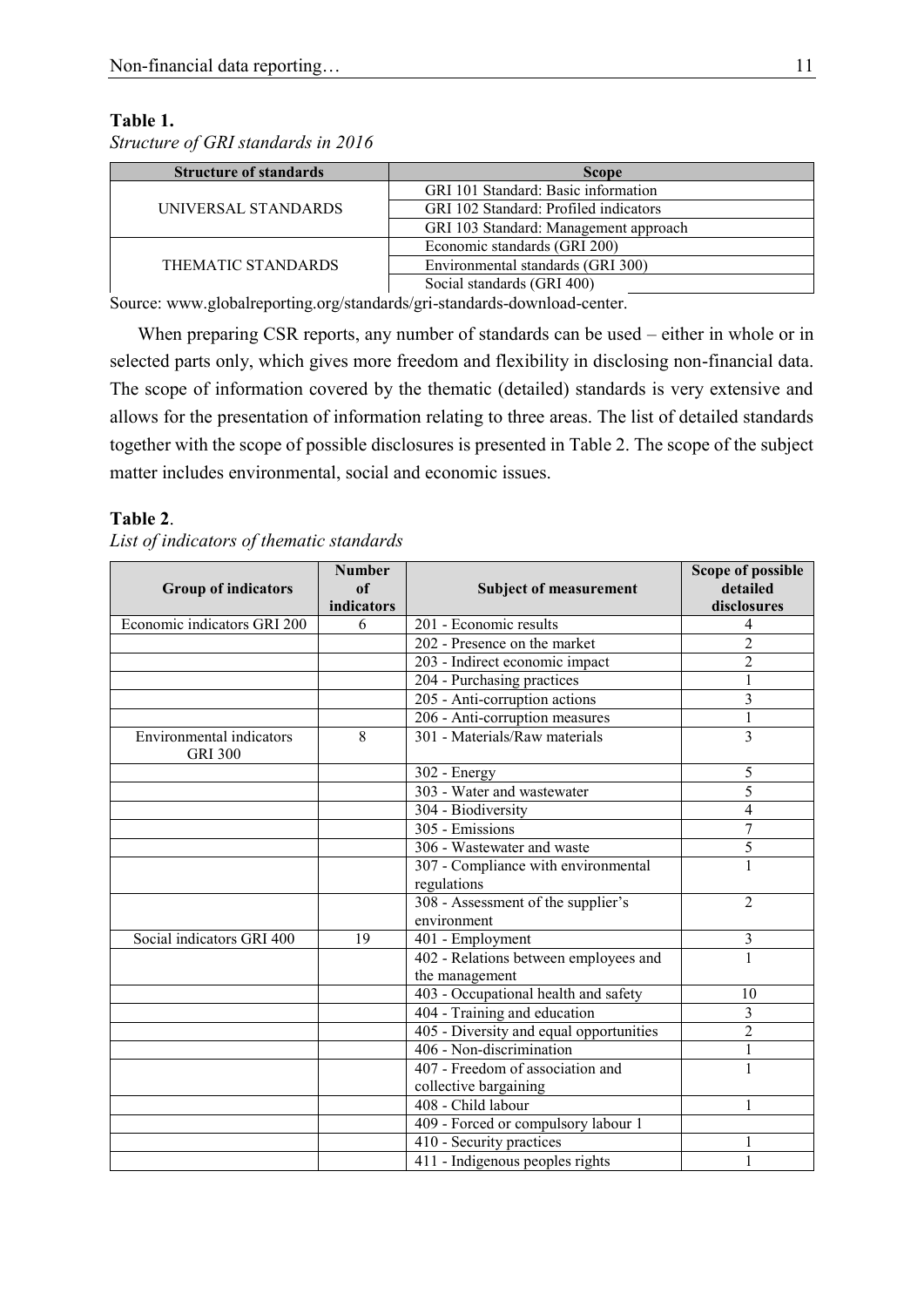**Table 1.**

*Structure of GRI standards in 2016*

| Structure of standards | Scope |
|---|---|
| UNIVERSAL STANDARDS | GRI 101 Standard: Basic information |
| | GRI 102 Standard: Profiled indicators |
| | GRI 103 Standard: Management approach |
| THEMATIC STANDARDS | Economic standards (GRI 200) |
| | Environmental standards (GRI 300) |
| | Social standards (GRI 400) |

Source: www.globalreporting.org/standards/gri-standards-download-center.

When preparing CSR reports, any number of standards can be used – either in whole or in selected parts only, which gives more freedom and flexibility in disclosing non-financial data. The scope of information covered by the thematic (detailed) standards is very extensive and allows for the presentation of information relating to three areas. The list of detailed standards together with the scope of possible disclosures is presented in Table 2. The scope of the subject matter includes environmental, social and economic issues.

**Table 2**.

*List of indicators of thematic standards*

| Group of indicators | Number of indicators | Subject of measurement | Scope of possible detailed disclosures |
|---|---|---|---|
| Economic indicators GRI 200 | 6 | 201 - Economic results | 4 |
| | | 202 - Presence on the market | 2 |
| | | 203 - Indirect economic impact | 2 |
| | | 204 - Purchasing practices | 1 |
| | | 205 - Anti-corruption actions | 3 |
| | | 206 - Anti-corruption measures | 1 |
| Environmental indicators GRI 300 | 8 | 301 - Materials/Raw materials | 3 |
| | | 302 - Energy | 5 |
| | | 303 - Water and wastewater | 5 |
| | | 304 - Biodiversity | 4 |
| | | 305 - Emissions | 7 |
| | | 306 - Wastewater and waste | 5 |
| | | 307 - Compliance with environmental regulations | 1 |
| | | 308 - Assessment of the supplier's environment | 2 |
| Social indicators GRI 400 | 19 | 401 - Employment | 3 |
| | | 402 - Relations between employees and the management | 1 |
| | | 403 - Occupational health and safety | 10 |
| | | 404 - Training and education | 3 |
| | | 405 - Diversity and equal opportunities | 2 |
| | | 406 - Non-discrimination | 1 |
| | | 407 - Freedom of association and collective bargaining | 1 |
| | | 408 - Child labour | 1 |
| | | 409 - Forced or compulsory labour 1 | |
| | | 410 - Security practices | 1 |
| | | 411 - Indigenous peoples rights | 1 |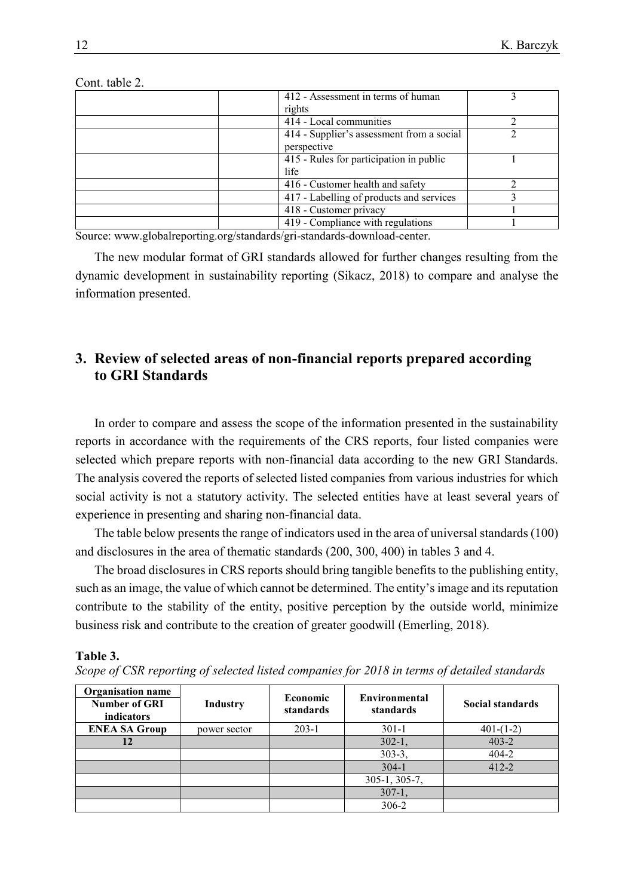Cont. table 2.

| | | | |
|---|---|---|---|
| | | 412 - Assessment in terms of human rights | 3 |
| | | 414 - Local communities | 2 |
| | | 414 - Supplier's assessment from a social perspective | 2 |
| | | 415 - Rules for participation in public life | 1 |
| | | 416 - Customer health and safety | 2 |
| | | 417 - Labelling of products and services | 3 |
| | | 418 - Customer privacy | 1 |
| | | 419 - Compliance with regulations | 1 |

Source: www.globalreporting.org/standards/gri-standards-download-center.

The new modular format of GRI standards allowed for further changes resulting from the dynamic development in sustainability reporting (Sikacz, 2018) to compare and analyse the information presented.

## 3. Review of selected areas of non-financial reports prepared according to GRI Standards

In order to compare and assess the scope of the information presented in the sustainability reports in accordance with the requirements of the CRS reports, four listed companies were selected which prepare reports with non-financial data according to the new GRI Standards. The analysis covered the reports of selected listed companies from various industries for which social activity is not a statutory activity. The selected entities have at least several years of experience in presenting and sharing non-financial data.

The table below presents the range of indicators used in the area of universal standards (100) and disclosures in the area of thematic standards (200, 300, 400) in tables 3 and 4.

The broad disclosures in CRS reports should bring tangible benefits to the publishing entity, such as an image, the value of which cannot be determined. The entity's image and its reputation contribute to the stability of the entity, positive perception by the outside world, minimize business risk and contribute to the creation of greater goodwill (Emerling, 2018).

**Table 3.**
*Scope of CSR reporting of selected listed companies for 2018 in terms of detailed standards*

| Organisation name<br>Number of GRI indicators | Industry | Economic standards | Environmental standards | Social standards |
|---|---|---|---|---|
| **ENEA SA Group** | power sector | 203-1 | 301-1 | 401-(1-2) |
| **12** | | | 302-1, | 403-2 |
| | | | 303-3, | 404-2 |
| | | | 304-1 | 412-2 |
| | | | 305-1, 305-7, | |
| | | | 307-1, | |
| | | | 306-2 | |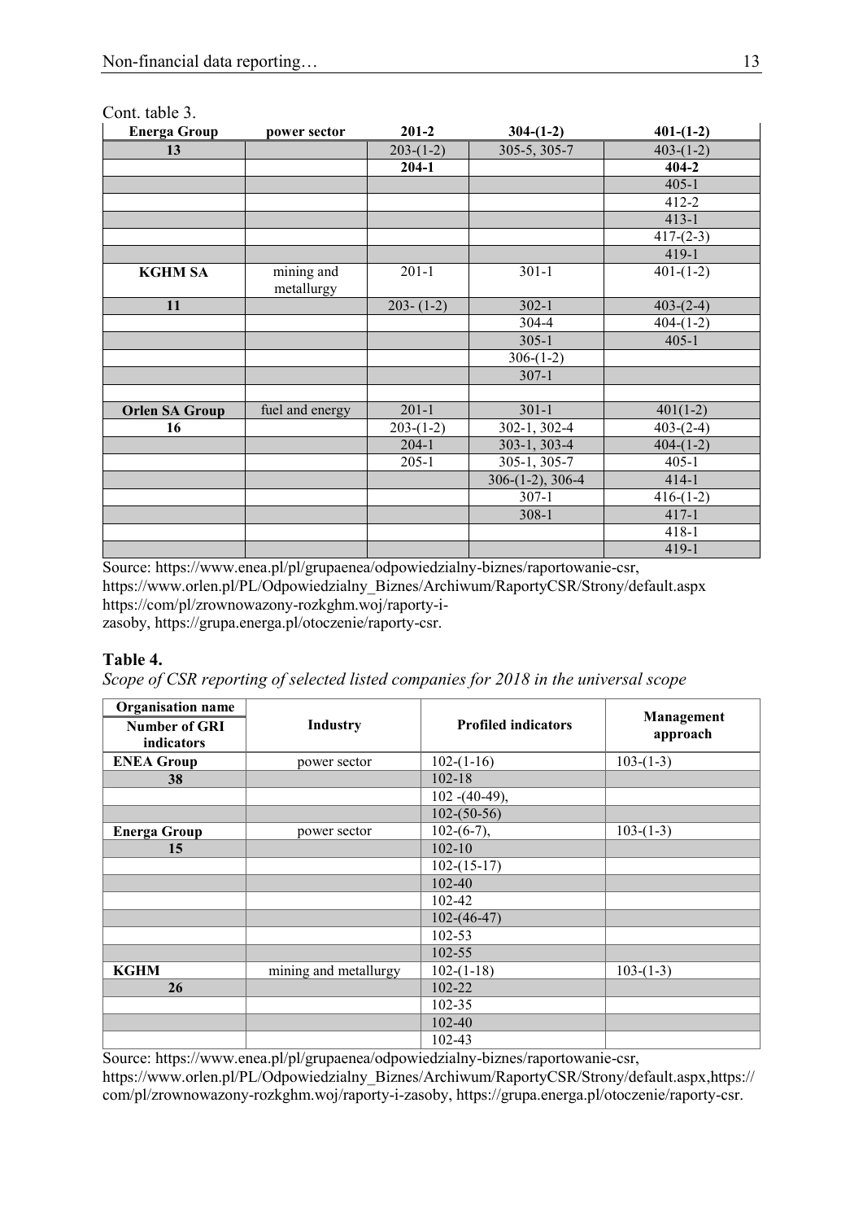Cont. table 3.

| Energa Group | power sector | 201-2 | 304-(1-2) | 401-(1-2) |
|---|---|---|---|---|
| 13 | | 203-(1-2) | 305-5, 305-7 | 403-(1-2) |
| | | **204-1** | | **404-2** |
| | | | | 405-1 |
| | | | | 412-2 |
| | | | | 413-1 |
| | | | | 417-(2-3) |
| | | | | 419-1 |
| **KGHM SA** | mining and metallurgy | 201-1 | 301-1 | 401-(1-2) |
| **11** | | 203- (1-2) | 302-1 | 403-(2-4) |
| | | | 304-4 | 404-(1-2) |
| | | | 305-1 | 405-1 |
| | | | 306-(1-2) | |
| | | | 307-1 | |
| | | | | |
| **Orlen SA Group** | fuel and energy | 201-1 | 301-1 | 401(1-2) |
| **16** | | 203-(1-2) | 302-1, 302-4 | 403-(2-4) |
| | | 204-1 | 303-1, 303-4 | 404-(1-2) |
| | | 205-1 | 305-1, 305-7 | 405-1 |
| | | | 306-(1-2), 306-4 | 414-1 |
| | | | 307-1 | 416-(1-2) |
| | | | 308-1 | 417-1 |
| | | | | 418-1 |
| | | | | 419-1 |

Source: https://www.enea.pl/pl/grupaenea/odpowiedzialny-biznes/raportowanie-csr, https://www.orlen.pl/PL/Odpowiedzialny_Biznes/Archiwum/RaportyCSR/Strony/default.aspx https://com/pl/zrownowazony-rozkghm.woj/raporty-i-zasoby, https://grupa.energa.pl/otoczenie/raporty-csr.

**Table 4.**

*Scope of CSR reporting of selected listed companies for 2018 in the universal scope*

| Organisation name<br>Number of GRI indicators | Industry | Profiled indicators | Management approach |
|---|---|---|---|
| **ENEA Group** | power sector | 102-(1-16) | 103-(1-3) |
| **38** | | 102-18 | |
| | | 102 -(40-49), | |
| | | 102-(50-56) | |
| **Energa Group** | power sector | 102-(6-7), | 103-(1-3) |
| **15** | | 102-10 | |
| | | 102-(15-17) | |
| | | 102-40 | |
| | | 102-42 | |
| | | 102-(46-47) | |
| | | 102-53 | |
| | | 102-55 | |
| **KGHM** | mining and metallurgy | 102-(1-18) | 103-(1-3) |
| **26** | | 102-22 | |
| | | 102-35 | |
| | | 102-40 | |
| | | 102-43 | |

Source: https://www.enea.pl/pl/grupaenea/odpowiedzialny-biznes/raportowanie-csr, https://www.orlen.pl/PL/Odpowiedzialny_Biznes/Archiwum/RaportyCSR/Strony/default.aspx,https://com/pl/zrownowazony-rozkghm.woj/raporty-i-zasoby, https://grupa.energa.pl/otoczenie/raporty-csr.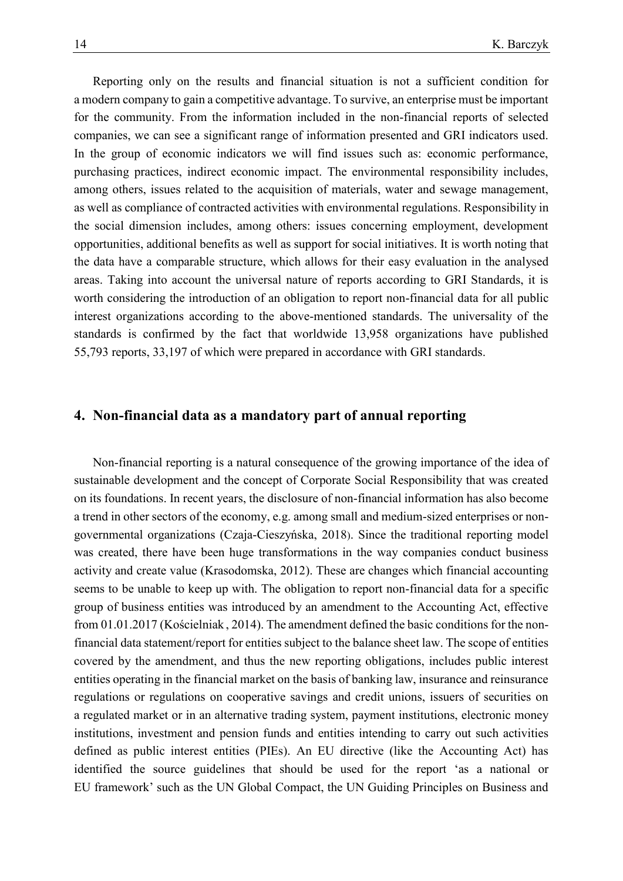Reporting only on the results and financial situation is not a sufficient condition for a modern company to gain a competitive advantage. To survive, an enterprise must be important for the community. From the information included in the non-financial reports of selected companies, we can see a significant range of information presented and GRI indicators used. In the group of economic indicators we will find issues such as: economic performance, purchasing practices, indirect economic impact. The environmental responsibility includes, among others, issues related to the acquisition of materials, water and sewage management, as well as compliance of contracted activities with environmental regulations. Responsibility in the social dimension includes, among others: issues concerning employment, development opportunities, additional benefits as well as support for social initiatives. It is worth noting that the data have a comparable structure, which allows for their easy evaluation in the analysed areas. Taking into account the universal nature of reports according to GRI Standards, it is worth considering the introduction of an obligation to report non-financial data for all public interest organizations according to the above-mentioned standards. The universality of the standards is confirmed by the fact that worldwide 13,958 organizations have published 55,793 reports, 33,197 of which were prepared in accordance with GRI standards.

## 4. Non-financial data as a mandatory part of annual reporting

Non-financial reporting is a natural consequence of the growing importance of the idea of sustainable development and the concept of Corporate Social Responsibility that was created on its foundations. In recent years, the disclosure of non-financial information has also become a trend in other sectors of the economy, e.g. among small and medium-sized enterprises or non-governmental organizations (Czaja-Cieszyńska, 2018). Since the traditional reporting model was created, there have been huge transformations in the way companies conduct business activity and create value (Krasodomska, 2012). These are changes which financial accounting seems to be unable to keep up with. The obligation to report non-financial data for a specific group of business entities was introduced by an amendment to the Accounting Act, effective from 01.01.2017 (Kościelniak , 2014). The amendment defined the basic conditions for the non-financial data statement/report for entities subject to the balance sheet law. The scope of entities covered by the amendment, and thus the new reporting obligations, includes public interest entities operating in the financial market on the basis of banking law, insurance and reinsurance regulations or regulations on cooperative savings and credit unions, issuers of securities on a regulated market or in an alternative trading system, payment institutions, electronic money institutions, investment and pension funds and entities intending to carry out such activities defined as public interest entities (PIEs). An EU directive (like the Accounting Act) has identified the source guidelines that should be used for the report 'as a national or EU framework' such as the UN Global Compact, the UN Guiding Principles on Business and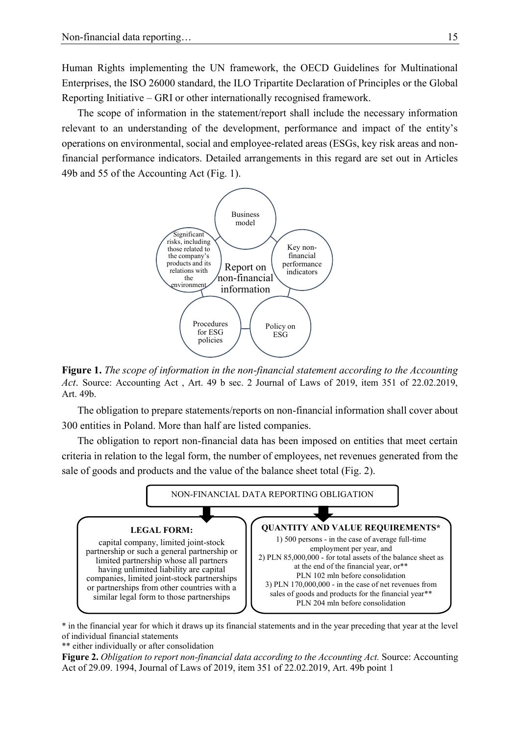Human Rights implementing the UN framework, the OECD Guidelines for Multinational Enterprises, the ISO 26000 standard, the ILO Tripartite Declaration of Principles or the Global Reporting Initiative – GRI or other internationally recognised framework.

The scope of information in the statement/report shall include the necessary information relevant to an understanding of the development, performance and impact of the entity's operations on environmental, social and employee-related areas (ESGs, key risk areas and non-financial performance indicators. Detailed arrangements in this regard are set out in Articles 49b and 55 of the Accounting Act (Fig. 1).

Report on non-financial information

- Business model
- Key non-financial performance indicators
- Policy on ESG
- Procedures for ESG policies
- Significant risks, including those related to the company's products and its relations with the environment

**Figure 1.** *The scope of information in the non-financial statement according to the Accounting Act*. Source: Accounting Act , Art. 49 b sec. 2 Journal of Laws of 2019, item 351 of 22.02.2019, Art. 49b.

The obligation to prepare statements/reports on non-financial information shall cover about 300 entities in Poland. More than half are listed companies.

The obligation to report non-financial data has been imposed on entities that meet certain criteria in relation to the legal form, the number of employees, net revenues generated from the sale of goods and products and the value of the balance sheet total (Fig. 2).

NON-FINANCIAL DATA REPORTING OBLIGATION

**LEGAL FORM:**

capital company, limited joint-stock partnership or such a general partnership or limited partnership whose all partners having unlimited liability are capital companies, limited joint-stock partnerships or partnerships from other countries with a similar legal form to those partnerships

**QUANTITY AND VALUE REQUIREMENTS***

1) 500 persons - in the case of average full-time employment per year, and
2) PLN 85,000,000 - for total assets of the balance sheet as at the end of the financial year, or**
PLN 102 mln before consolidation
3) PLN 170,000,000 - in the case of net revenues from sales of goods and products for the financial year**
PLN 204 mln before consolidation

\* in the financial year for which it draws up its financial statements and in the year preceding that year at the level of individual financial statements

\** either individually or after consolidation

**Figure 2.** *Obligation to report non-financial data according to the Accounting Act.* Source: Accounting Act of 29.09. 1994, Journal of Laws of 2019, item 351 of 22.02.2019, Art. 49b point 1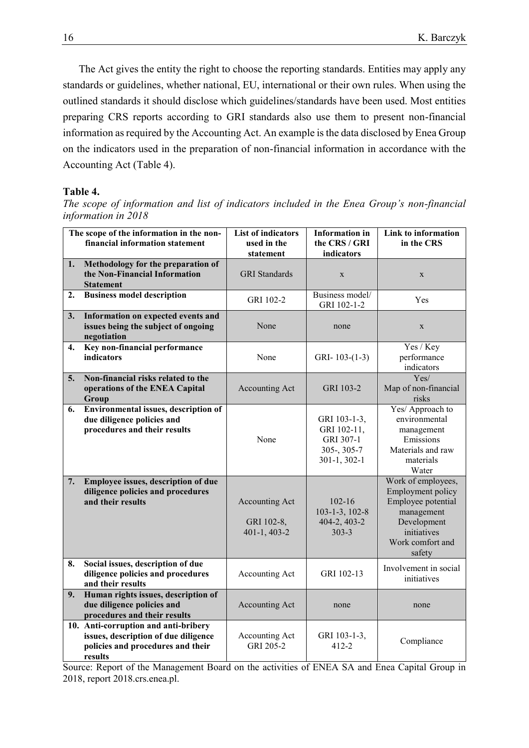The Act gives the entity the right to choose the reporting standards. Entities may apply any standards or guidelines, whether national, EU, international or their own rules. When using the outlined standards it should disclose which guidelines/standards have been used. Most entities preparing CRS reports according to GRI standards also use them to present non-financial information as required by the Accounting Act. An example is the data disclosed by Enea Group on the indicators used in the preparation of non-financial information in accordance with the Accounting Act (Table 4).

**Table 4.**

*The scope of information and list of indicators included in the Enea Group's non-financial information in 2018*

| The scope of the information in the non-financial information statement | List of indicators used in the statement | Information in the CRS / GRI indicators | Link to information in the CRS |
|---|---|---|---|
| **1. Methodology for the preparation of the Non-Financial Information Statement** | GRI Standards | x | x |
| **2. Business model description** | GRI 102-2 | Business model/ GRI 102-1-2 | Yes |
| **3. Information on expected events and issues being the subject of ongoing negotiation** | None | none | x |
| **4. Key non-financial performance indicators** | None | GRI- 103-(1-3) | Yes / Key performance indicators |
| **5. Non-financial risks related to the operations of the ENEA Capital Group** | Accounting Act | GRI 103-2 | Yes/ Map of non-financial risks |
| **6. Environmental issues, description of due diligence policies and procedures and their results** | None | GRI 103-1-3, GRI 102-11, GRI 307-1 305-, 305-7 301-1, 302-1 | Yes/ Approach to environmental management Emissions Materials and raw materials Water |
| **7. Employee issues, description of due diligence policies and procedures and their results** | Accounting Act GRI 102-8, 401-1, 403-2 | 102-16 103-1-3, 102-8 404-2, 403-2 303-3 | Work of employees, Employment policy Employee potential management Development initiatives Work comfort and safety |
| **8. Social issues, description of due diligence policies and procedures and their results** | Accounting Act | GRI 102-13 | Involvement in social initiatives |
| **9. Human rights issues, description of due diligence policies and procedures and their results** | Accounting Act | none | none |
| **10. Anti-corruption and anti-bribery issues, description of due diligence policies and procedures and their results** | Accounting Act GRI 205-2 | GRI 103-1-3, 412-2 | Compliance |

Source: Report of the Management Board on the activities of ENEA SA and Enea Capital Group in 2018, report 2018.crs.enea.pl.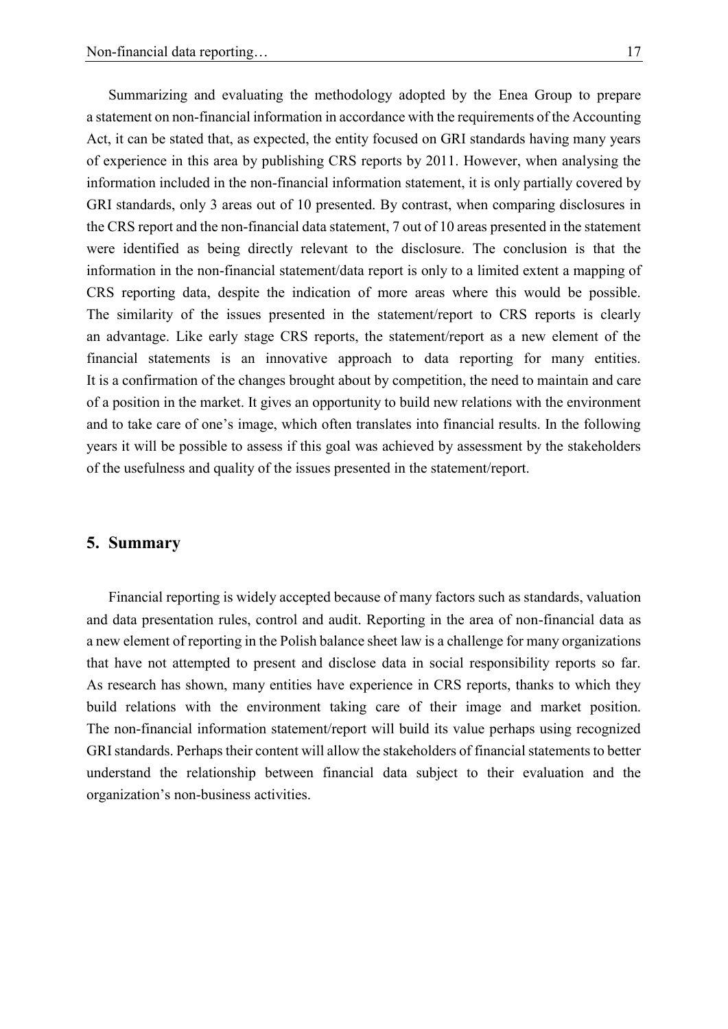Summarizing and evaluating the methodology adopted by the Enea Group to prepare a statement on non-financial information in accordance with the requirements of the Accounting Act, it can be stated that, as expected, the entity focused on GRI standards having many years of experience in this area by publishing CRS reports by 2011. However, when analysing the information included in the non-financial information statement, it is only partially covered by GRI standards, only 3 areas out of 10 presented. By contrast, when comparing disclosures in the CRS report and the non-financial data statement, 7 out of 10 areas presented in the statement were identified as being directly relevant to the disclosure. The conclusion is that the information in the non-financial statement/data report is only to a limited extent a mapping of CRS reporting data, despite the indication of more areas where this would be possible. The similarity of the issues presented in the statement/report to CRS reports is clearly an advantage. Like early stage CRS reports, the statement/report as a new element of the financial statements is an innovative approach to data reporting for many entities. It is a confirmation of the changes brought about by competition, the need to maintain and care of a position in the market. It gives an opportunity to build new relations with the environment and to take care of one's image, which often translates into financial results. In the following years it will be possible to assess if this goal was achieved by assessment by the stakeholders of the usefulness and quality of the issues presented in the statement/report.

## 5. Summary

Financial reporting is widely accepted because of many factors such as standards, valuation and data presentation rules, control and audit. Reporting in the area of non-financial data as a new element of reporting in the Polish balance sheet law is a challenge for many organizations that have not attempted to present and disclose data in social responsibility reports so far. As research has shown, many entities have experience in CRS reports, thanks to which they build relations with the environment taking care of their image and market position. The non-financial information statement/report will build its value perhaps using recognized GRI standards. Perhaps their content will allow the stakeholders of financial statements to better understand the relationship between financial data subject to their evaluation and the organization's non-business activities.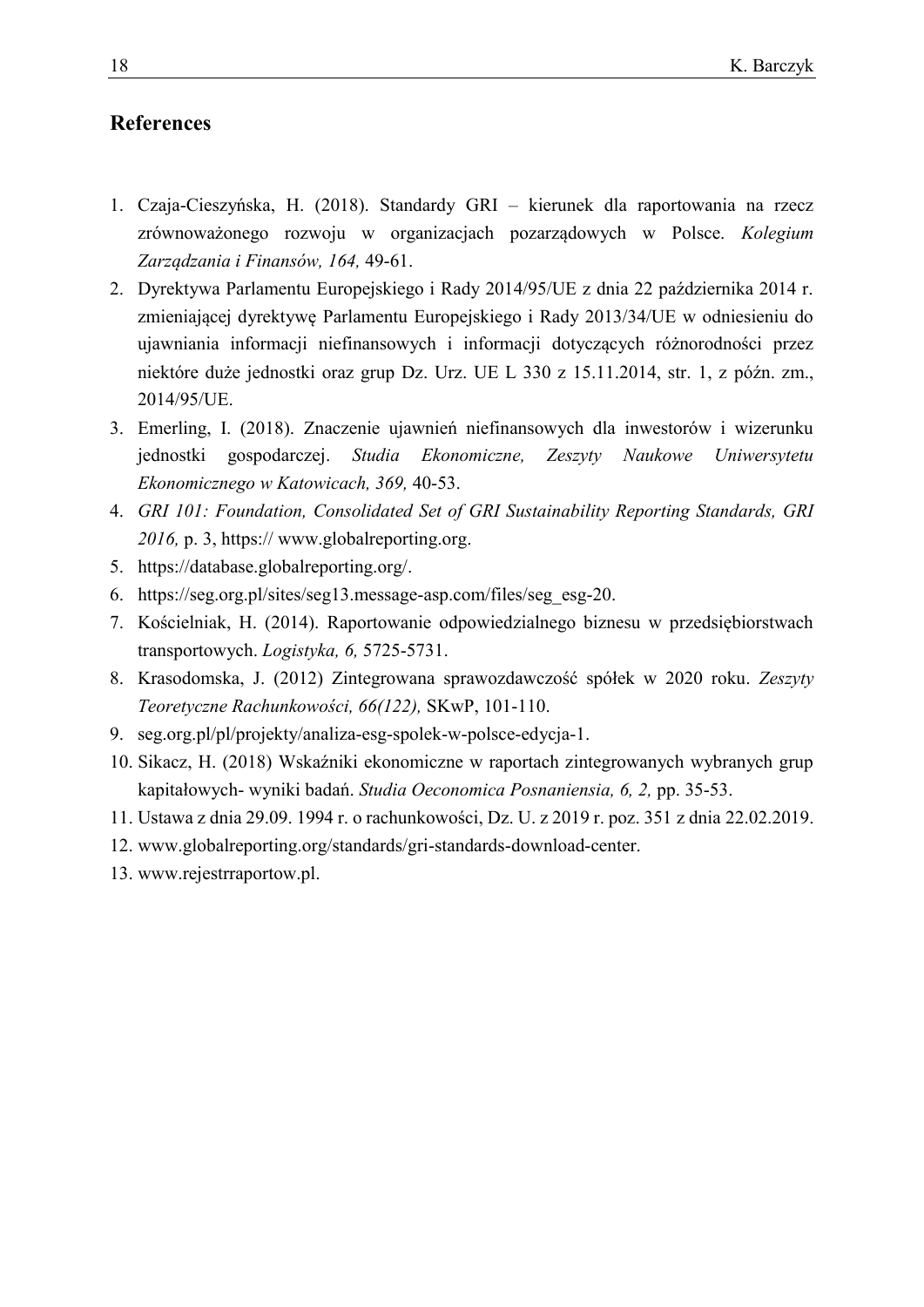## References

1. Czaja-Cieszyńska, H. (2018). Standardy GRI – kierunek dla raportowania na rzecz zrównoważonego rozwoju w organizacjach pozarządowych w Polsce. *Kolegium Zarządzania i Finansów, 164,* 49-61.
2. Dyrektywa Parlamentu Europejskiego i Rady 2014/95/UE z dnia 22 października 2014 r. zmieniającej dyrektywę Parlamentu Europejskiego i Rady 2013/34/UE w odniesieniu do ujawniania informacji niefinansowych i informacji dotyczących różnorodności przez niektóre duże jednostki oraz grup Dz. Urz. UE L 330 z 15.11.2014, str. 1, z późn. zm., 2014/95/UE.
3. Emerling, I. (2018). Znaczenie ujawnień niefinansowych dla inwestorów i wizerunku jednostki gospodarczej. *Studia Ekonomiczne, Zeszyty Naukowe Uniwersytetu Ekonomicznego w Katowicach, 369,* 40-53.
4. *GRI 101: Foundation, Consolidated Set of GRI Sustainability Reporting Standards, GRI 2016,* p. 3, https:// www.globalreporting.org.
5. https://database.globalreporting.org/.
6. https://seg.org.pl/sites/seg13.message-asp.com/files/seg_esg-20.
7. Kościelniak, H. (2014). Raportowanie odpowiedzialnego biznesu w przedsiębiorstwach transportowych. *Logistyka, 6,* 5725-5731.
8. Krasodomska, J. (2012) Zintegrowana sprawozdawczość spółek w 2020 roku. *Zeszyty Teoretyczne Rachunkowości, 66(122),* SKwP, 101-110.
9. seg.org.pl/pl/projekty/analiza-esg-spolek-w-polsce-edycja-1.
10. Sikacz, H. (2018) Wskaźniki ekonomiczne w raportach zintegrowanych wybranych grup kapitałowych- wyniki badań. *Studia Oeconomica Posnaniensia, 6, 2,* pp. 35-53.
11. Ustawa z dnia 29.09. 1994 r. o rachunkowości, Dz. U. z 2019 r. poz. 351 z dnia 22.02.2019.
12. www.globalreporting.org/standards/gri-standards-download-center.
13. www.rejestrraportow.pl.